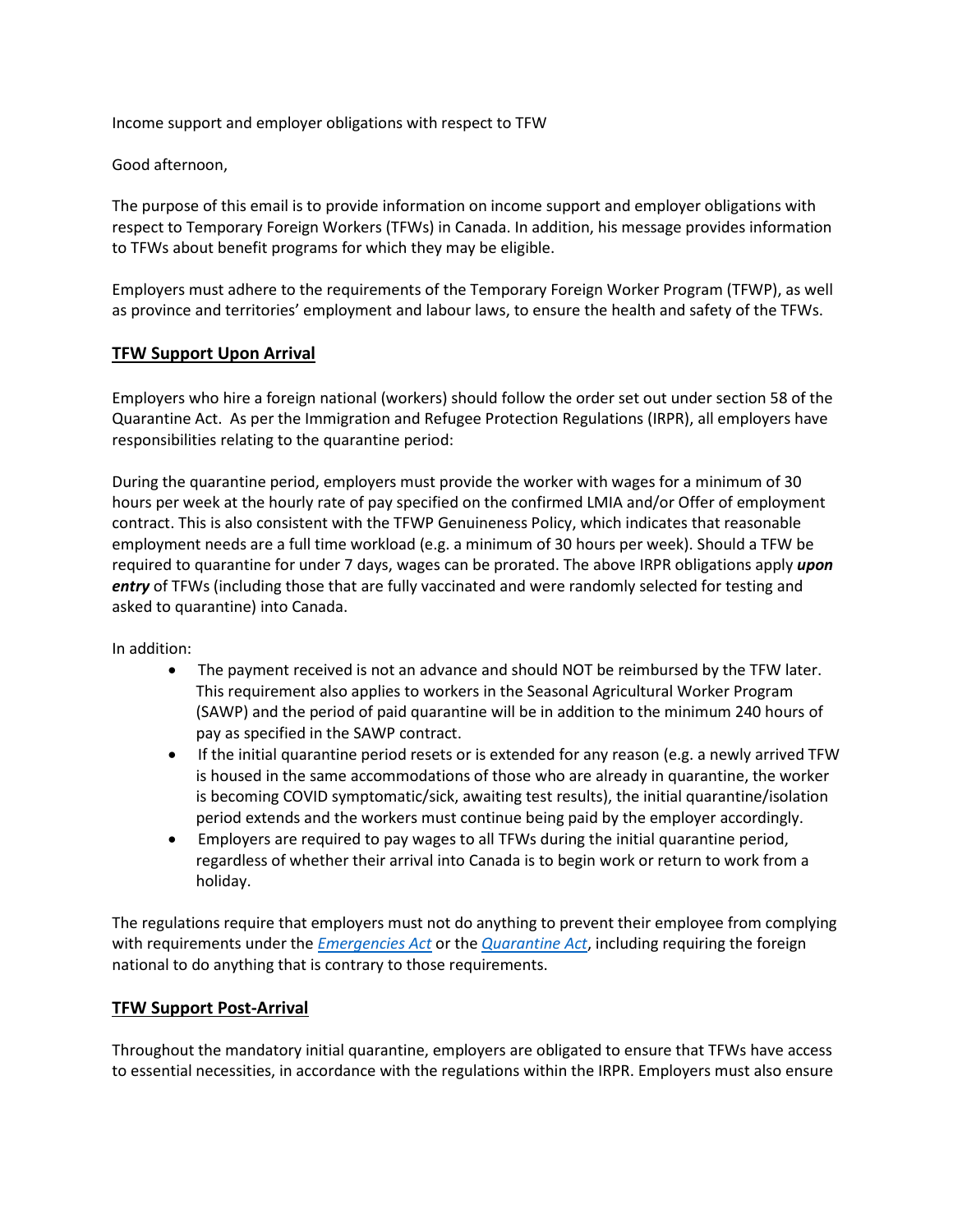Income support and employer obligations with respect to TFW

Good afternoon,

The purpose of this email is to provide information on income support and employer obligations with respect to Temporary Foreign Workers (TFWs) in Canada. In addition, his message provides information to TFWs about benefit programs for which they may be eligible.

Employers must adhere to the requirements of the Temporary Foreign Worker Program (TFWP), as well as province and territories' employment and labour laws, to ensure the health and safety of the TFWs.

## TFW Support Upon Arrival

Employers who hire a foreign national (workers) should follow the order set out under section 58 of the Quarantine Act. As per the Immigration and Refugee Protection Regulations (IRPR), all employers have responsibilities relating to the quarantine period:

During the quarantine period, employers must provide the worker with wages for a minimum of 30 hours per week at the hourly rate of pay specified on the confirmed LMIA and/or Offer of employment contract. This is also consistent with the TFWP Genuineness Policy, which indicates that reasonable employment needs are a full time workload (e.g. a minimum of 30 hours per week). Should a TFW be required to quarantine for under 7 days, wages can be prorated. The above IRPR obligations apply ***upon entry*** of TFWs (including those that are fully vaccinated and were randomly selected for testing and asked to quarantine) into Canada.

In addition:

- The payment received is not an advance and should NOT be reimbursed by the TFW later. This requirement also applies to workers in the Seasonal Agricultural Worker Program (SAWP) and the period of paid quarantine will be in addition to the minimum 240 hours of pay as specified in the SAWP contract.
- If the initial quarantine period resets or is extended for any reason (e.g. a newly arrived TFW is housed in the same accommodations of those who are already in quarantine, the worker is becoming COVID symptomatic/sick, awaiting test results), the initial quarantine/isolation period extends and the workers must continue being paid by the employer accordingly.
- Employers are required to pay wages to all TFWs during the initial quarantine period, regardless of whether their arrival into Canada is to begin work or return to work from a holiday.

The regulations require that employers must not do anything to prevent their employee from complying with requirements under the *Emergencies Act* or the *Quarantine Act*, including requiring the foreign national to do anything that is contrary to those requirements.

## TFW Support Post-Arrival

Throughout the mandatory initial quarantine, employers are obligated to ensure that TFWs have access to essential necessities, in accordance with the regulations within the IRPR. Employers must also ensure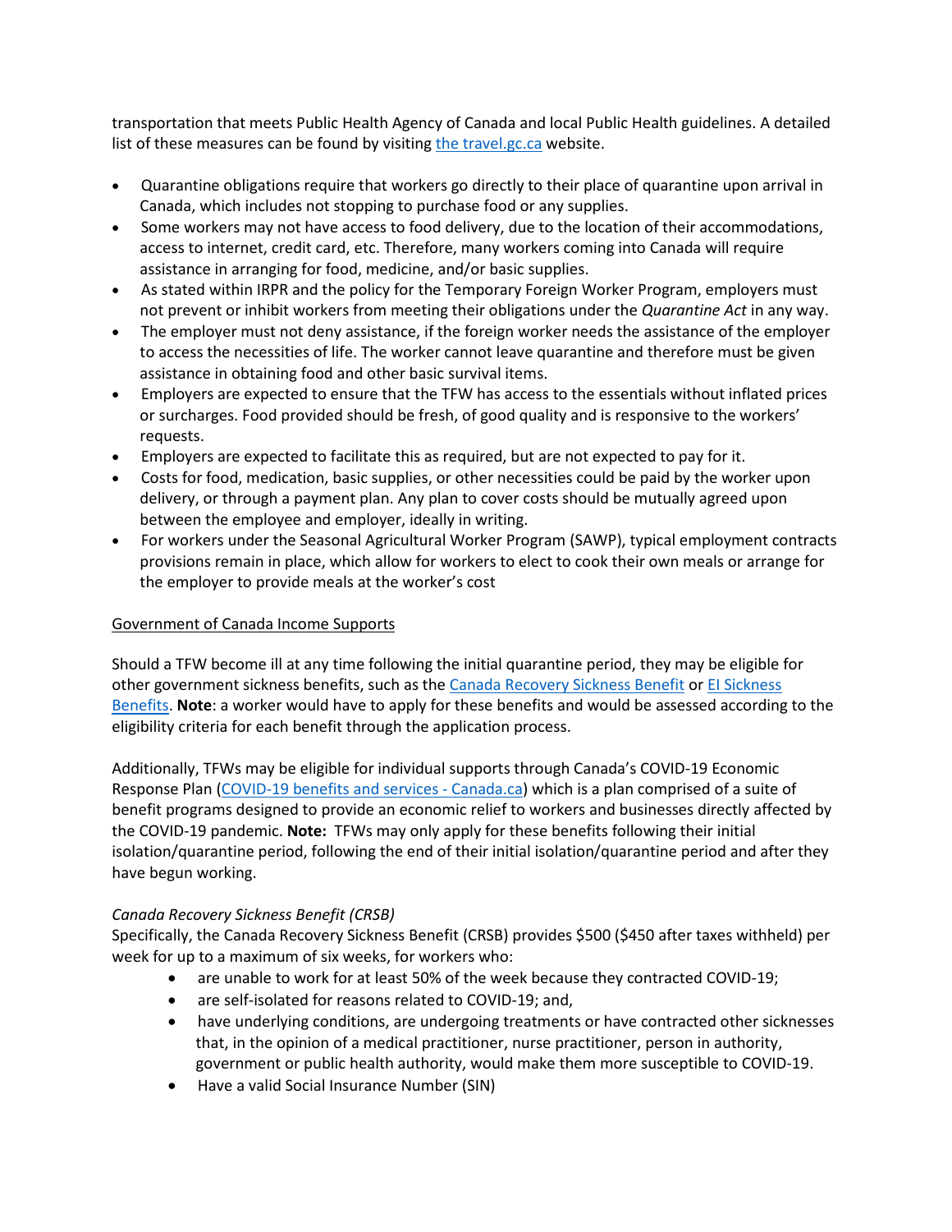transportation that meets Public Health Agency of Canada and local Public Health guidelines. A detailed list of these measures can be found by visiting [the travel.gc.ca]() website.

- Quarantine obligations require that workers go directly to their place of quarantine upon arrival in Canada, which includes not stopping to purchase food or any supplies.
- Some workers may not have access to food delivery, due to the location of their accommodations, access to internet, credit card, etc. Therefore, many workers coming into Canada will require assistance in arranging for food, medicine, and/or basic supplies.
- As stated within IRPR and the policy for the Temporary Foreign Worker Program, employers must not prevent or inhibit workers from meeting their obligations under the *Quarantine Act* in any way.
- The employer must not deny assistance, if the foreign worker needs the assistance of the employer to access the necessities of life. The worker cannot leave quarantine and therefore must be given assistance in obtaining food and other basic survival items.
- Employers are expected to ensure that the TFW has access to the essentials without inflated prices or surcharges. Food provided should be fresh, of good quality and is responsive to the workers' requests.
- Employers are expected to facilitate this as required, but are not expected to pay for it.
- Costs for food, medication, basic supplies, or other necessities could be paid by the worker upon delivery, or through a payment plan. Any plan to cover costs should be mutually agreed upon between the employee and employer, ideally in writing.
- For workers under the Seasonal Agricultural Worker Program (SAWP), typical employment contracts provisions remain in place, which allow for workers to elect to cook their own meals or arrange for the employer to provide meals at the worker's cost

<u>Government of Canada Income Supports</u>

Should a TFW become ill at any time following the initial quarantine period, they may be eligible for other government sickness benefits, such as the [Canada Recovery Sickness Benefit]() or [EI Sickness Benefits](). **Note**: a worker would have to apply for these benefits and would be assessed according to the eligibility criteria for each benefit through the application process.

Additionally, TFWs may be eligible for individual supports through Canada's COVID-19 Economic Response Plan ([COVID-19 benefits and services - Canada.ca]()) which is a plan comprised of a suite of benefit programs designed to provide an economic relief to workers and businesses directly affected by the COVID-19 pandemic. **Note:** TFWs may only apply for these benefits following their initial isolation/quarantine period, following the end of their initial isolation/quarantine period and after they have begun working.

*Canada Recovery Sickness Benefit (CRSB)*

Specifically, the Canada Recovery Sickness Benefit (CRSB) provides $500 ($450 after taxes withheld) per week for up to a maximum of six weeks, for workers who:

- are unable to work for at least 50% of the week because they contracted COVID-19;
- are self-isolated for reasons related to COVID-19; and,
- have underlying conditions, are undergoing treatments or have contracted other sicknesses that, in the opinion of a medical practitioner, nurse practitioner, person in authority, government or public health authority, would make them more susceptible to COVID-19.
- Have a valid Social Insurance Number (SIN)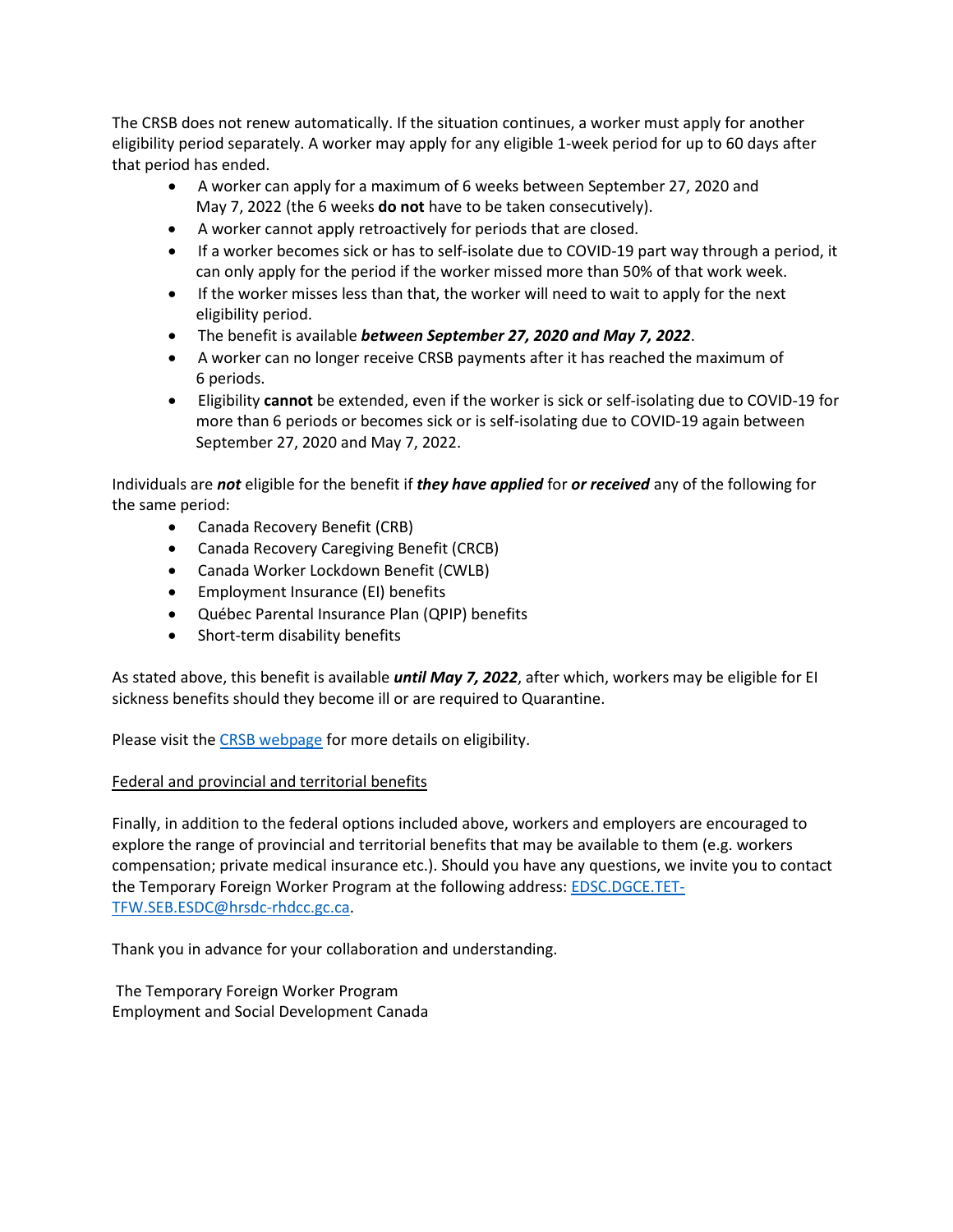The CRSB does not renew automatically. If the situation continues, a worker must apply for another eligibility period separately. A worker may apply for any eligible 1-week period for up to 60 days after that period has ended.

- A worker can apply for a maximum of 6 weeks between September 27, 2020 and May 7, 2022 (the 6 weeks **do not** have to be taken consecutively).
- A worker cannot apply retroactively for periods that are closed.
- If a worker becomes sick or has to self-isolate due to COVID-19 part way through a period, it can only apply for the period if the worker missed more than 50% of that work week.
- If the worker misses less than that, the worker will need to wait to apply for the next eligibility period.
- The benefit is available ***between September 27, 2020 and May 7, 2022***.
- A worker can no longer receive CRSB payments after it has reached the maximum of 6 periods.
- Eligibility **cannot** be extended, even if the worker is sick or self-isolating due to COVID-19 for more than 6 periods or becomes sick or is self-isolating due to COVID-19 again between September 27, 2020 and May 7, 2022.

Individuals are ***not*** eligible for the benefit if ***they have applied*** for ***or received*** any of the following for the same period:

- Canada Recovery Benefit (CRB)
- Canada Recovery Caregiving Benefit (CRCB)
- Canada Worker Lockdown Benefit (CWLB)
- Employment Insurance (EI) benefits
- Québec Parental Insurance Plan (QPIP) benefits
- Short-term disability benefits

As stated above, this benefit is available ***until May 7, 2022***, after which, workers may be eligible for EI sickness benefits should they become ill or are required to Quarantine.

Please visit the [CRSB webpage](#) for more details on eligibility.

<u>Federal and provincial and territorial benefits</u>

Finally, in addition to the federal options included above, workers and employers are encouraged to explore the range of provincial and territorial benefits that may be available to them (e.g. workers compensation; private medical insurance etc.). Should you have any questions, we invite you to contact the Temporary Foreign Worker Program at the following address: [EDSC.DGCE.TET-TFW.SEB.ESDC@hrsdc-rhdcc.gc.ca](mailto:EDSC.DGCE.TET-TFW.SEB.ESDC@hrsdc-rhdcc.gc.ca).

Thank you in advance for your collaboration and understanding.

The Temporary Foreign Worker Program
Employment and Social Development Canada